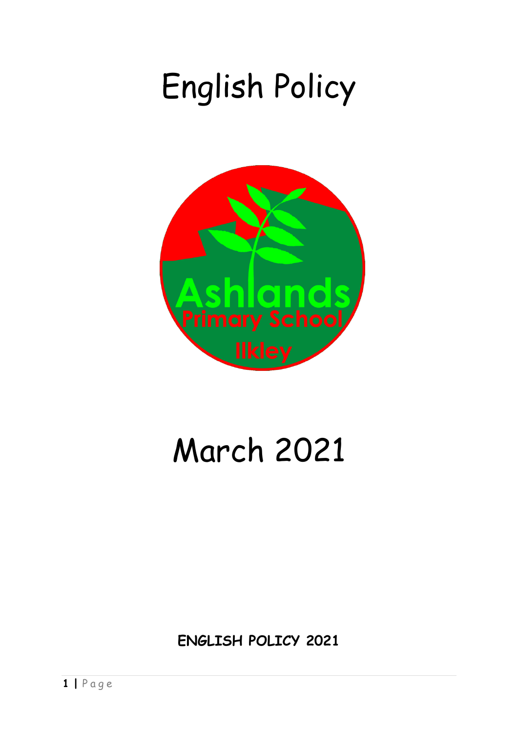# English Policy

Ashlands Primary School Ilkley

# March 2021

**ENGLISH POLICY 2021**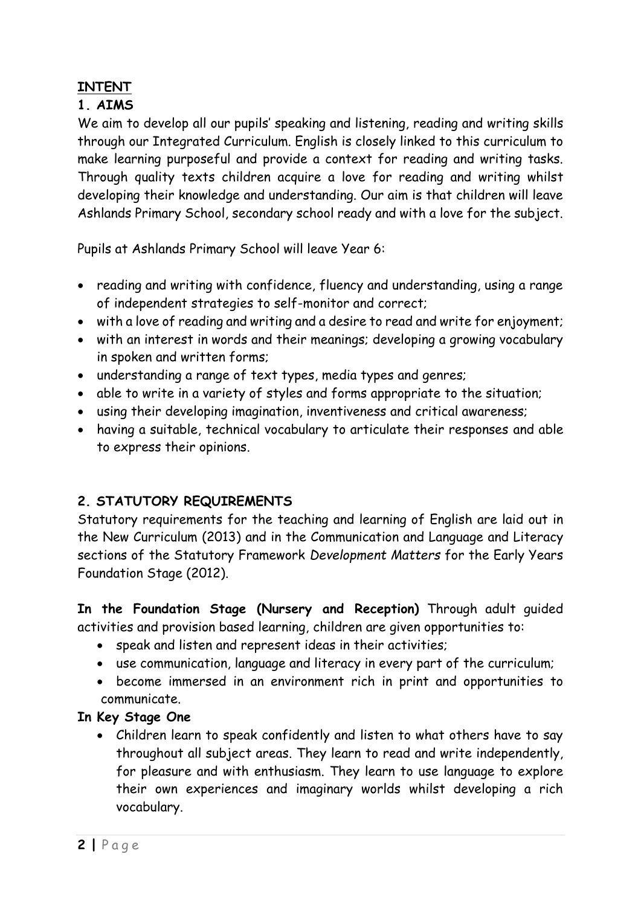## INTENT

### 1. AIMS

We aim to develop all our pupils' speaking and listening, reading and writing skills through our Integrated Curriculum. English is closely linked to this curriculum to make learning purposeful and provide a context for reading and writing tasks. Through quality texts children acquire a love for reading and writing whilst developing their knowledge and understanding. Our aim is that children will leave Ashlands Primary School, secondary school ready and with a love for the subject.

Pupils at Ashlands Primary School will leave Year 6:

- reading and writing with confidence, fluency and understanding, using a range of independent strategies to self-monitor and correct;
- with a love of reading and writing and a desire to read and write for enjoyment;
- with an interest in words and their meanings; developing a growing vocabulary in spoken and written forms;
- understanding a range of text types, media types and genres;
- able to write in a variety of styles and forms appropriate to the situation;
- using their developing imagination, inventiveness and critical awareness;
- having a suitable, technical vocabulary to articulate their responses and able to express their opinions.

### 2. STATUTORY REQUIREMENTS

Statutory requirements for the teaching and learning of English are laid out in the New Curriculum (2013) and in the Communication and Language and Literacy sections of the Statutory Framework *Development Matters* for the Early Years Foundation Stage (2012).

**In the Foundation Stage (Nursery and Reception)** Through adult guided activities and provision based learning, children are given opportunities to:

- speak and listen and represent ideas in their activities;
- use communication, language and literacy in every part of the curriculum;
- become immersed in an environment rich in print and opportunities to communicate.

**In Key Stage One**

- Children learn to speak confidently and listen to what others have to say throughout all subject areas. They learn to read and write independently, for pleasure and with enthusiasm. They learn to use language to explore their own experiences and imaginary worlds whilst developing a rich vocabulary.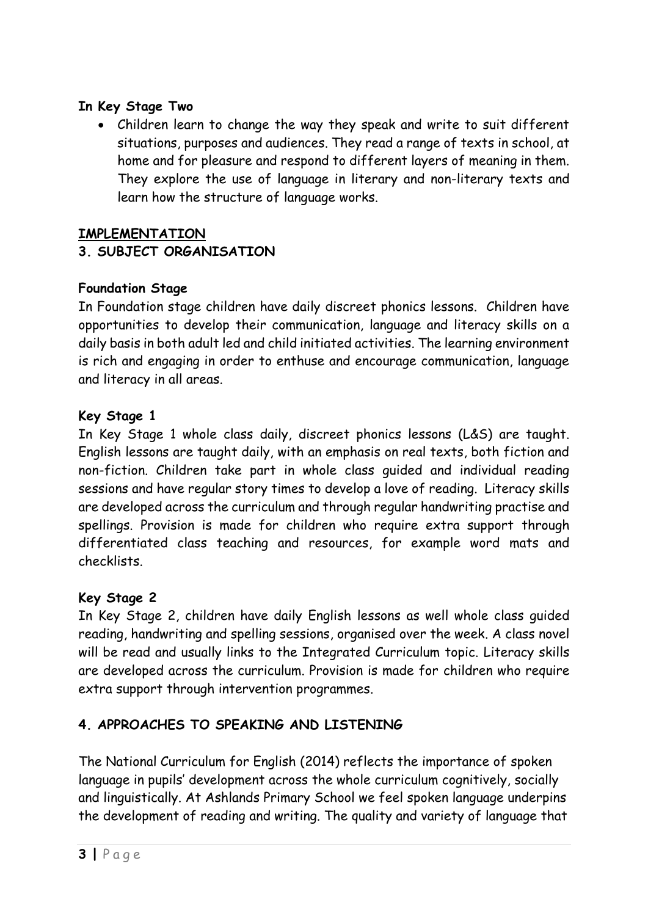**In Key Stage Two**

- Children learn to change the way they speak and write to suit different situations, purposes and audiences. They read a range of texts in school, at home and for pleasure and respond to different layers of meaning in them. They explore the use of language in literary and non-literary texts and learn how the structure of language works.

## IMPLEMENTATION

### 3. SUBJECT ORGANISATION

**Foundation Stage**

In Foundation stage children have daily discreet phonics lessons. Children have opportunities to develop their communication, language and literacy skills on a daily basis in both adult led and child initiated activities. The learning environment is rich and engaging in order to enthuse and encourage communication, language and literacy in all areas.

**Key Stage 1**

In Key Stage 1 whole class daily, discreet phonics lessons (L&S) are taught. English lessons are taught daily, with an emphasis on real texts, both fiction and non-fiction. Children take part in whole class guided and individual reading sessions and have regular story times to develop a love of reading. Literacy skills are developed across the curriculum and through regular handwriting practise and spellings. Provision is made for children who require extra support through differentiated class teaching and resources, for example word mats and checklists.

**Key Stage 2**

In Key Stage 2, children have daily English lessons as well whole class guided reading, handwriting and spelling sessions, organised over the week. A class novel will be read and usually links to the Integrated Curriculum topic. Literacy skills are developed across the curriculum. Provision is made for children who require extra support through intervention programmes.

### 4. APPROACHES TO SPEAKING AND LISTENING

The National Curriculum for English (2014) reflects the importance of spoken language in pupils' development across the whole curriculum cognitively, socially and linguistically. At Ashlands Primary School we feel spoken language underpins the development of reading and writing. The quality and variety of language that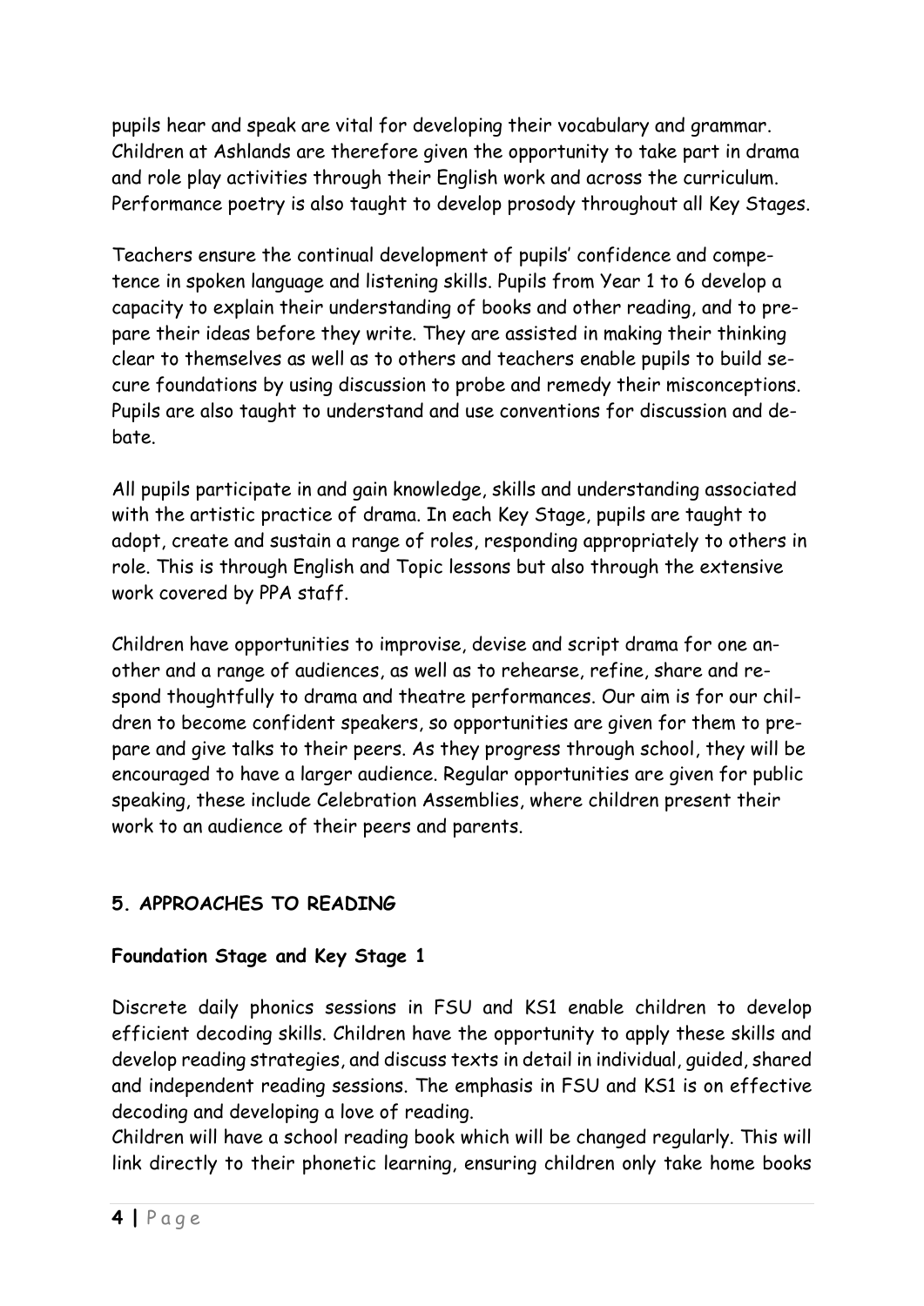pupils hear and speak are vital for developing their vocabulary and grammar. Children at Ashlands are therefore given the opportunity to take part in drama and role play activities through their English work and across the curriculum. Performance poetry is also taught to develop prosody throughout all Key Stages.

Teachers ensure the continual development of pupils' confidence and competence in spoken language and listening skills. Pupils from Year 1 to 6 develop a capacity to explain their understanding of books and other reading, and to prepare their ideas before they write. They are assisted in making their thinking clear to themselves as well as to others and teachers enable pupils to build secure foundations by using discussion to probe and remedy their misconceptions. Pupils are also taught to understand and use conventions for discussion and debate.

All pupils participate in and gain knowledge, skills and understanding associated with the artistic practice of drama. In each Key Stage, pupils are taught to adopt, create and sustain a range of roles, responding appropriately to others in role. This is through English and Topic lessons but also through the extensive work covered by PPA staff.

Children have opportunities to improvise, devise and script drama for one another and a range of audiences, as well as to rehearse, refine, share and respond thoughtfully to drama and theatre performances. Our aim is for our children to become confident speakers, so opportunities are given for them to prepare and give talks to their peers. As they progress through school, they will be encouraged to have a larger audience. Regular opportunities are given for public speaking, these include Celebration Assemblies, where children present their work to an audience of their peers and parents.

## 5. APPROACHES TO READING

### Foundation Stage and Key Stage 1

Discrete daily phonics sessions in FSU and KS1 enable children to develop efficient decoding skills. Children have the opportunity to apply these skills and develop reading strategies, and discuss texts in detail in individual, guided, shared and independent reading sessions. The emphasis in FSU and KS1 is on effective decoding and developing a love of reading.
Children will have a school reading book which will be changed regularly. This will link directly to their phonetic learning, ensuring children only take home books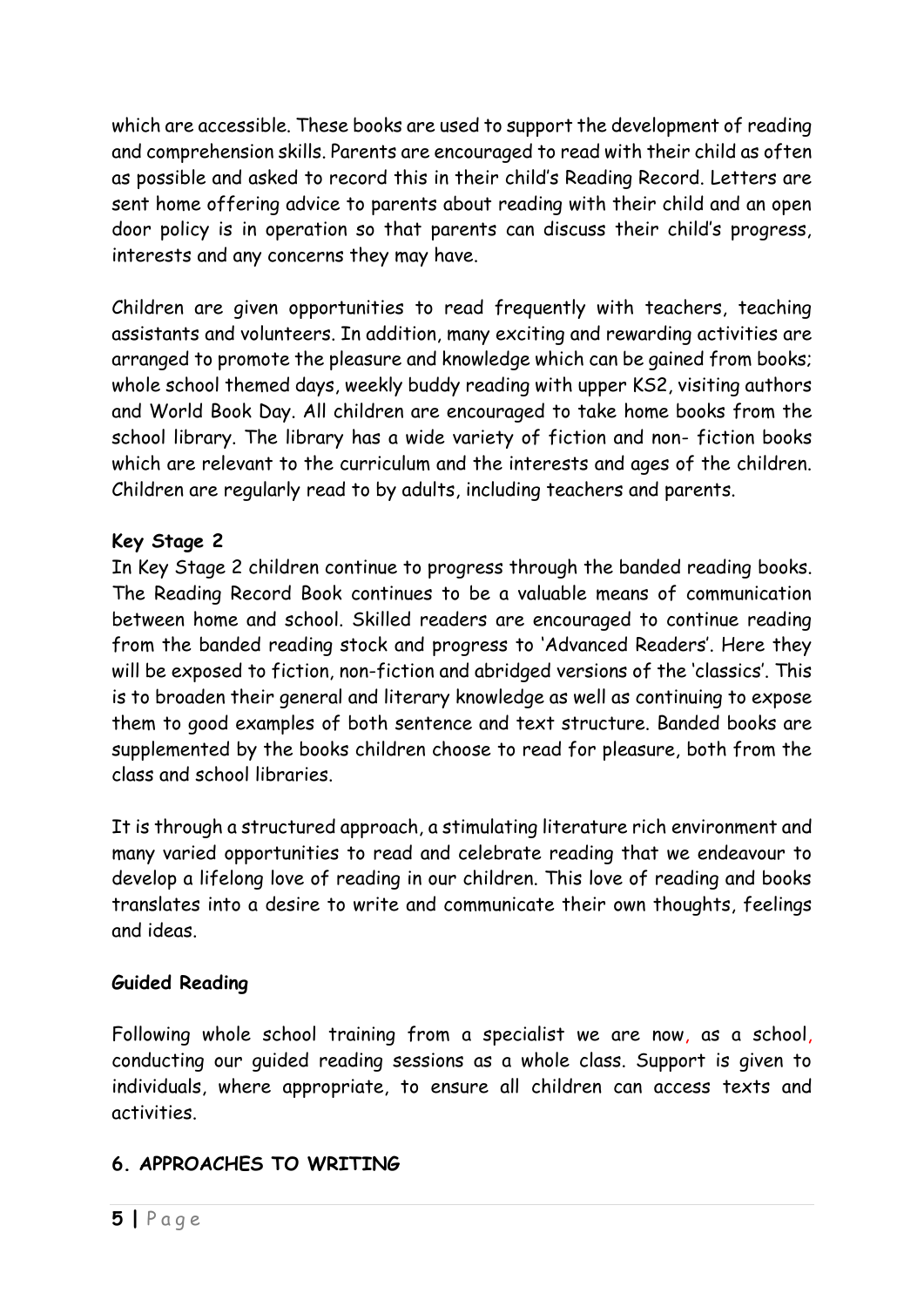which are accessible. These books are used to support the development of reading and comprehension skills. Parents are encouraged to read with their child as often as possible and asked to record this in their child's Reading Record. Letters are sent home offering advice to parents about reading with their child and an open door policy is in operation so that parents can discuss their child's progress, interests and any concerns they may have.

Children are given opportunities to read frequently with teachers, teaching assistants and volunteers. In addition, many exciting and rewarding activities are arranged to promote the pleasure and knowledge which can be gained from books; whole school themed days, weekly buddy reading with upper KS2, visiting authors and World Book Day. All children are encouraged to take home books from the school library. The library has a wide variety of fiction and non- fiction books which are relevant to the curriculum and the interests and ages of the children. Children are regularly read to by adults, including teachers and parents.

**Key Stage 2**

In Key Stage 2 children continue to progress through the banded reading books. The Reading Record Book continues to be a valuable means of communication between home and school. Skilled readers are encouraged to continue reading from the banded reading stock and progress to 'Advanced Readers'. Here they will be exposed to fiction, non-fiction and abridged versions of the 'classics'. This is to broaden their general and literary knowledge as well as continuing to expose them to good examples of both sentence and text structure. Banded books are supplemented by the books children choose to read for pleasure, both from the class and school libraries.

It is through a structured approach, a stimulating literature rich environment and many varied opportunities to read and celebrate reading that we endeavour to develop a lifelong love of reading in our children. This love of reading and books translates into a desire to write and communicate their own thoughts, feelings and ideas.

**Guided Reading**

Following whole school training from a specialist we are now, as a school, conducting our guided reading sessions as a whole class. Support is given to individuals, where appropriate, to ensure all children can access texts and activities.

## 6. APPROACHES TO WRITING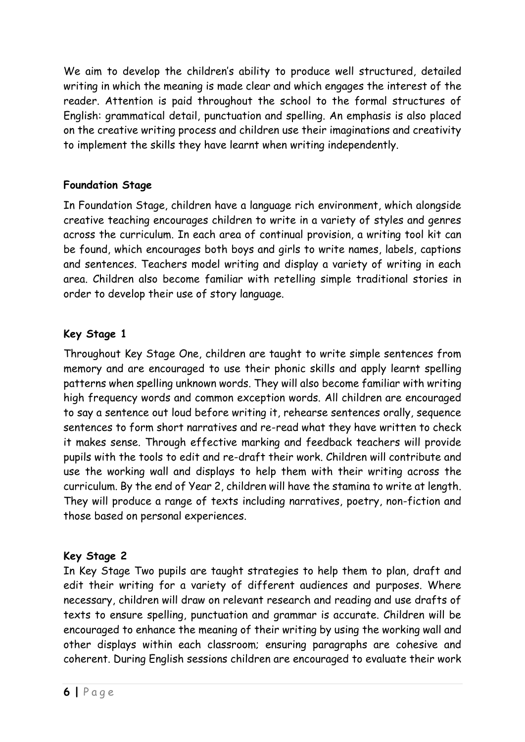We aim to develop the children's ability to produce well structured, detailed writing in which the meaning is made clear and which engages the interest of the reader. Attention is paid throughout the school to the formal structures of English: grammatical detail, punctuation and spelling. An emphasis is also placed on the creative writing process and children use their imaginations and creativity to implement the skills they have learnt when writing independently.

**Foundation Stage**

In Foundation Stage, children have a language rich environment, which alongside creative teaching encourages children to write in a variety of styles and genres across the curriculum. In each area of continual provision, a writing tool kit can be found, which encourages both boys and girls to write names, labels, captions and sentences. Teachers model writing and display a variety of writing in each area. Children also become familiar with retelling simple traditional stories in order to develop their use of story language.

**Key Stage 1**

Throughout Key Stage One, children are taught to write simple sentences from memory and are encouraged to use their phonic skills and apply learnt spelling patterns when spelling unknown words. They will also become familiar with writing high frequency words and common exception words. All children are encouraged to say a sentence out loud before writing it, rehearse sentences orally, sequence sentences to form short narratives and re-read what they have written to check it makes sense. Through effective marking and feedback teachers will provide pupils with the tools to edit and re-draft their work. Children will contribute and use the working wall and displays to help them with their writing across the curriculum. By the end of Year 2, children will have the stamina to write at length. They will produce a range of texts including narratives, poetry, non-fiction and those based on personal experiences.

**Key Stage 2**

In Key Stage Two pupils are taught strategies to help them to plan, draft and edit their writing for a variety of different audiences and purposes. Where necessary, children will draw on relevant research and reading and use drafts of texts to ensure spelling, punctuation and grammar is accurate. Children will be encouraged to enhance the meaning of their writing by using the working wall and other displays within each classroom; ensuring paragraphs are cohesive and coherent. During English sessions children are encouraged to evaluate their work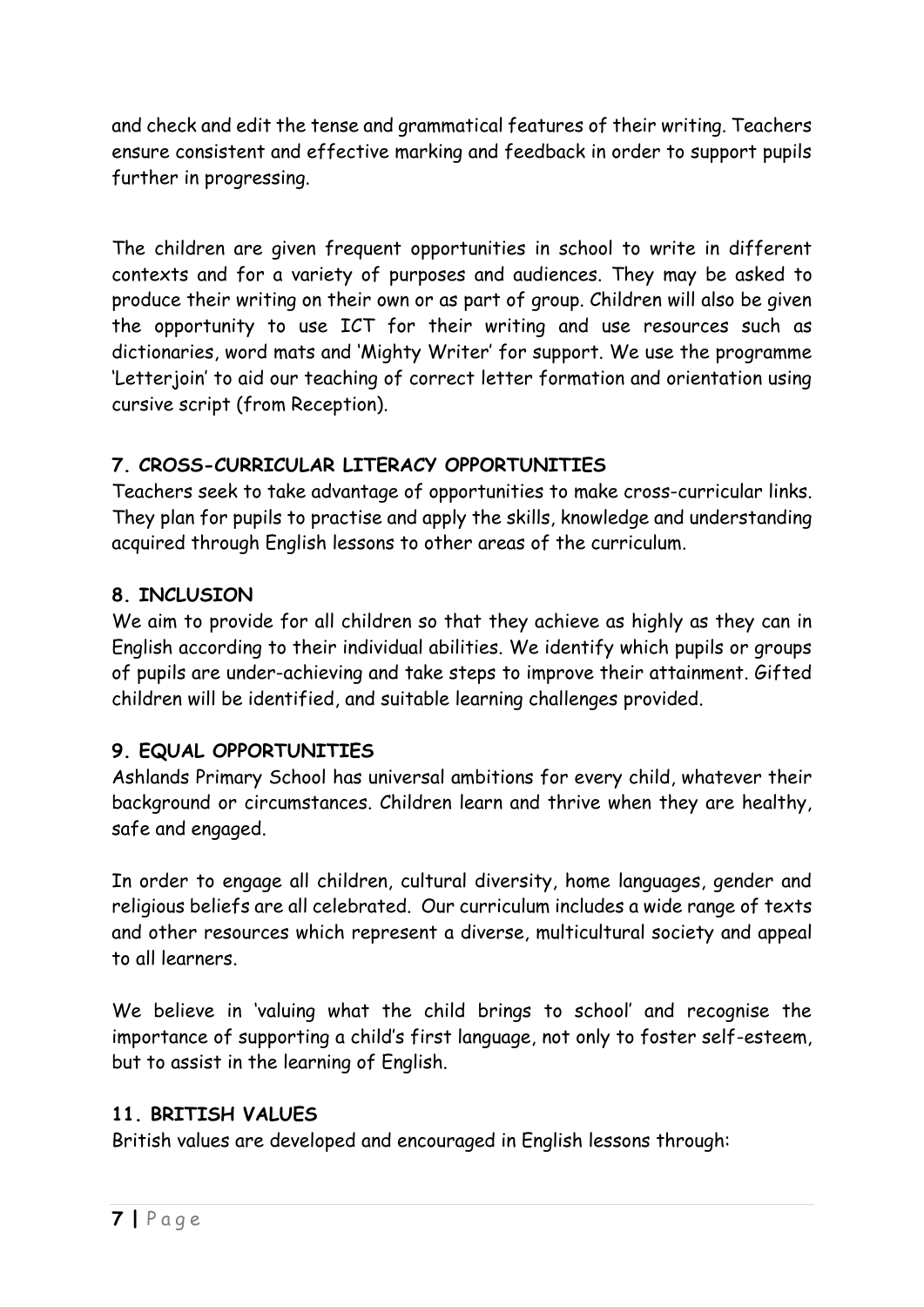and check and edit the tense and grammatical features of their writing. Teachers ensure consistent and effective marking and feedback in order to support pupils further in progressing.

The children are given frequent opportunities in school to write in different contexts and for a variety of purposes and audiences. They may be asked to produce their writing on their own or as part of group. Children will also be given the opportunity to use ICT for their writing and use resources such as dictionaries, word mats and 'Mighty Writer' for support. We use the programme 'Letterjoin' to aid our teaching of correct letter formation and orientation using cursive script (from Reception).

## 7. CROSS-CURRICULAR LITERACY OPPORTUNITIES

Teachers seek to take advantage of opportunities to make cross-curricular links. They plan for pupils to practise and apply the skills, knowledge and understanding acquired through English lessons to other areas of the curriculum.

## 8. INCLUSION

We aim to provide for all children so that they achieve as highly as they can in English according to their individual abilities. We identify which pupils or groups of pupils are under-achieving and take steps to improve their attainment. Gifted children will be identified, and suitable learning challenges provided.

## 9. EQUAL OPPORTUNITIES

Ashlands Primary School has universal ambitions for every child, whatever their background or circumstances. Children learn and thrive when they are healthy, safe and engaged.

In order to engage all children, cultural diversity, home languages, gender and religious beliefs are all celebrated. Our curriculum includes a wide range of texts and other resources which represent a diverse, multicultural society and appeal to all learners.

We believe in 'valuing what the child brings to school' and recognise the importance of supporting a child's first language, not only to foster self-esteem, but to assist in the learning of English.

## 11. BRITISH VALUES

British values are developed and encouraged in English lessons through: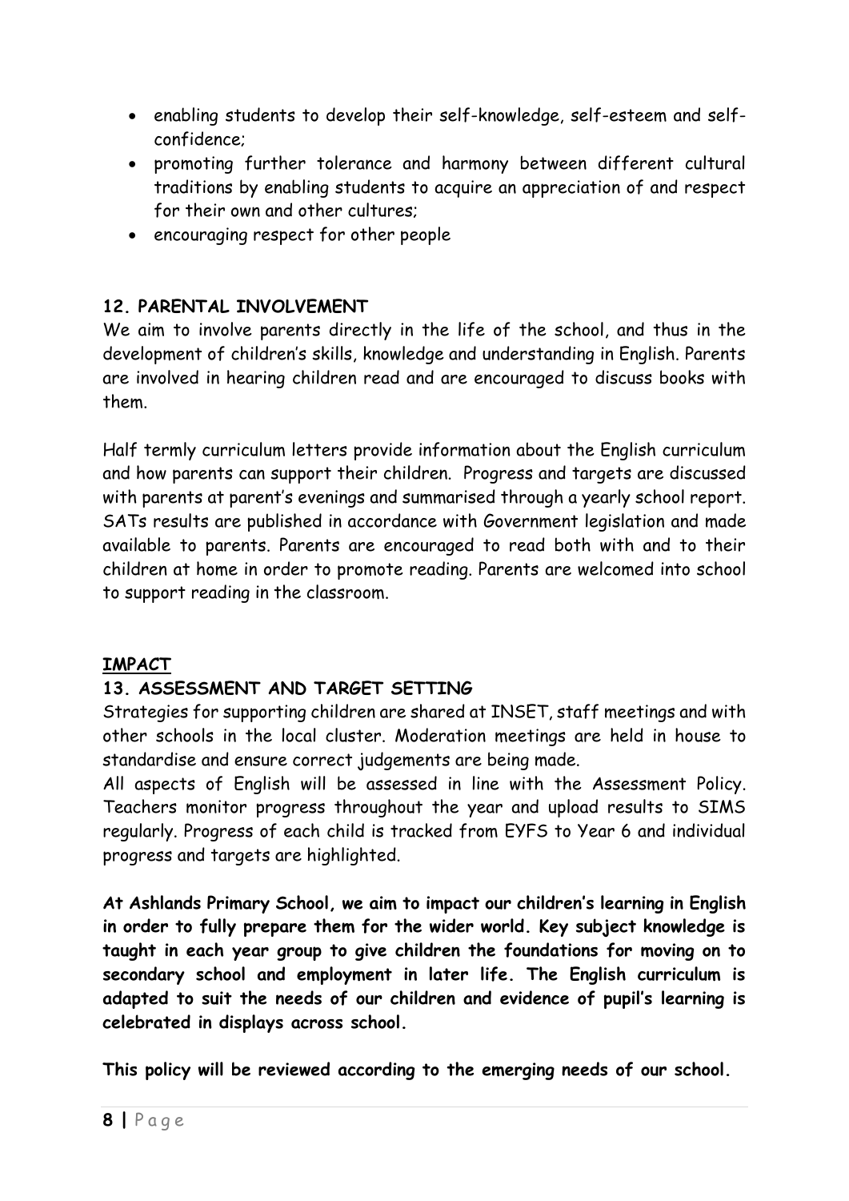- enabling students to develop their self-knowledge, self-esteem and self-confidence;
- promoting further tolerance and harmony between different cultural traditions by enabling students to acquire an appreciation of and respect for their own and other cultures;
- encouraging respect for other people

**12. PARENTAL INVOLVEMENT**

We aim to involve parents directly in the life of the school, and thus in the development of children's skills, knowledge and understanding in English. Parents are involved in hearing children read and are encouraged to discuss books with them.

Half termly curriculum letters provide information about the English curriculum and how parents can support their children. Progress and targets are discussed with parents at parent's evenings and summarised through a yearly school report. SATs results are published in accordance with Government legislation and made available to parents. Parents are encouraged to read both with and to their children at home in order to promote reading. Parents are welcomed into school to support reading in the classroom.

**IMPACT**

**13. ASSESSMENT AND TARGET SETTING**

Strategies for supporting children are shared at INSET, staff meetings and with other schools in the local cluster. Moderation meetings are held in house to standardise and ensure correct judgements are being made.

All aspects of English will be assessed in line with the Assessment Policy. Teachers monitor progress throughout the year and upload results to SIMS regularly. Progress of each child is tracked from EYFS to Year 6 and individual progress and targets are highlighted.

**At Ashlands Primary School, we aim to impact our children's learning in English in order to fully prepare them for the wider world. Key subject knowledge is taught in each year group to give children the foundations for moving on to secondary school and employment in later life. The English curriculum is adapted to suit the needs of our children and evidence of pupil's learning is celebrated in displays across school.**

**This policy will be reviewed according to the emerging needs of our school.**